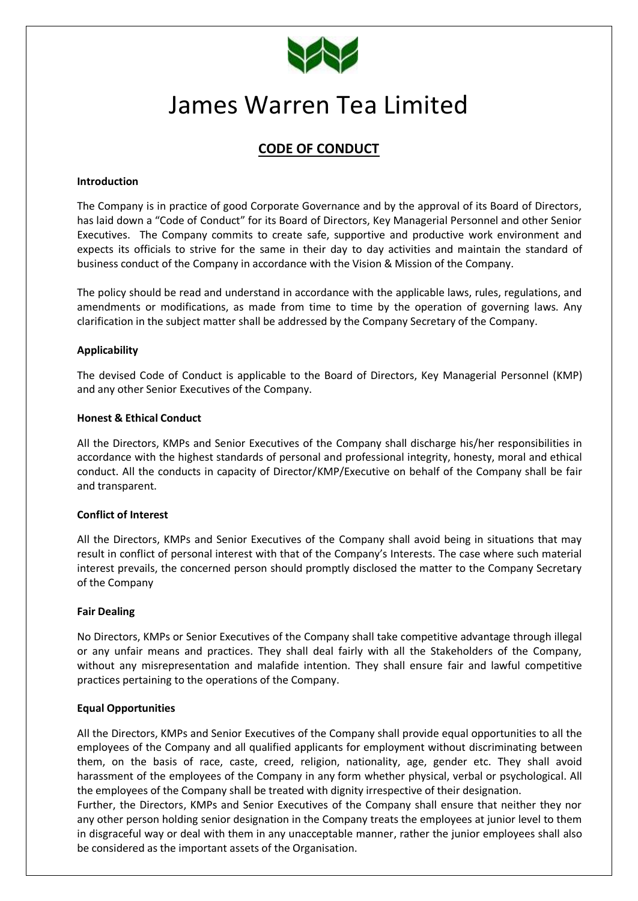# James Warren Tea Limited

## CODE OF CONDUCT

**Introduction**

The Company is in practice of good Corporate Governance and by the approval of its Board of Directors, has laid down a "Code of Conduct" for its Board of Directors, Key Managerial Personnel and other Senior Executives. The Company commits to create safe, supportive and productive work environment and expects its officials to strive for the same in their day to day activities and maintain the standard of business conduct of the Company in accordance with the Vision & Mission of the Company.

The policy should be read and understand in accordance with the applicable laws, rules, regulations, and amendments or modifications, as made from time to time by the operation of governing laws. Any clarification in the subject matter shall be addressed by the Company Secretary of the Company.

**Applicability**

The devised Code of Conduct is applicable to the Board of Directors, Key Managerial Personnel (KMP) and any other Senior Executives of the Company.

**Honest & Ethical Conduct**

All the Directors, KMPs and Senior Executives of the Company shall discharge his/her responsibilities in accordance with the highest standards of personal and professional integrity, honesty, moral and ethical conduct. All the conducts in capacity of Director/KMP/Executive on behalf of the Company shall be fair and transparent.

**Conflict of Interest**

All the Directors, KMPs and Senior Executives of the Company shall avoid being in situations that may result in conflict of personal interest with that of the Company's Interests. The case where such material interest prevails, the concerned person should promptly disclosed the matter to the Company Secretary of the Company

**Fair Dealing**

No Directors, KMPs or Senior Executives of the Company shall take competitive advantage through illegal or any unfair means and practices. They shall deal fairly with all the Stakeholders of the Company, without any misrepresentation and malafide intention. They shall ensure fair and lawful competitive practices pertaining to the operations of the Company.

**Equal Opportunities**

All the Directors, KMPs and Senior Executives of the Company shall provide equal opportunities to all the employees of the Company and all qualified applicants for employment without discriminating between them, on the basis of race, caste, creed, religion, nationality, age, gender etc. They shall avoid harassment of the employees of the Company in any form whether physical, verbal or psychological. All the employees of the Company shall be treated with dignity irrespective of their designation.
Further, the Directors, KMPs and Senior Executives of the Company shall ensure that neither they nor any other person holding senior designation in the Company treats the employees at junior level to them in disgraceful way or deal with them in any unacceptable manner, rather the junior employees shall also be considered as the important assets of the Organisation.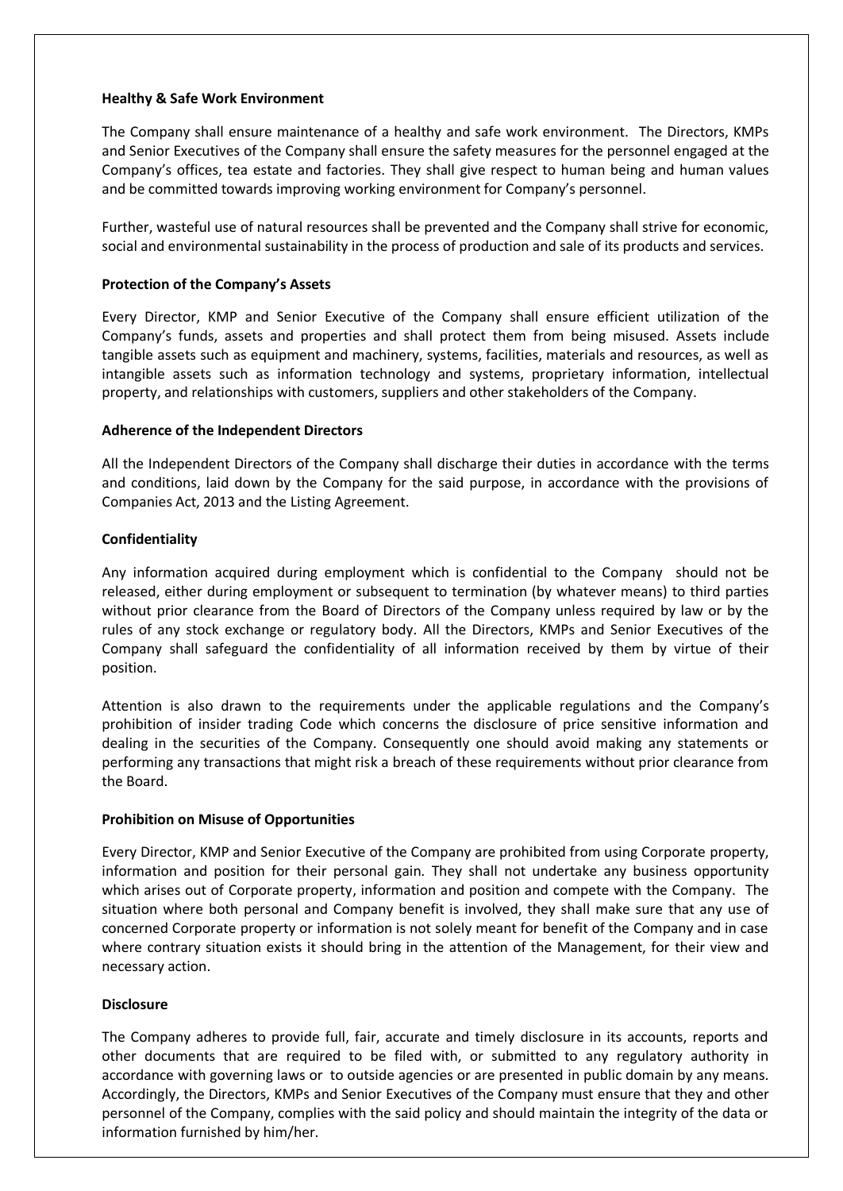**Healthy & Safe Work Environment**

The Company shall ensure maintenance of a healthy and safe work environment. The Directors, KMPs and Senior Executives of the Company shall ensure the safety measures for the personnel engaged at the Company's offices, tea estate and factories. They shall give respect to human being and human values and be committed towards improving working environment for Company's personnel.

Further, wasteful use of natural resources shall be prevented and the Company shall strive for economic, social and environmental sustainability in the process of production and sale of its products and services.

**Protection of the Company's Assets**

Every Director, KMP and Senior Executive of the Company shall ensure efficient utilization of the Company's funds, assets and properties and shall protect them from being misused. Assets include tangible assets such as equipment and machinery, systems, facilities, materials and resources, as well as intangible assets such as information technology and systems, proprietary information, intellectual property, and relationships with customers, suppliers and other stakeholders of the Company.

**Adherence of the Independent Directors**

All the Independent Directors of the Company shall discharge their duties in accordance with the terms and conditions, laid down by the Company for the said purpose, in accordance with the provisions of Companies Act, 2013 and the Listing Agreement.

**Confidentiality**

Any information acquired during employment which is confidential to the Company should not be released, either during employment or subsequent to termination (by whatever means) to third parties without prior clearance from the Board of Directors of the Company unless required by law or by the rules of any stock exchange or regulatory body. All the Directors, KMPs and Senior Executives of the Company shall safeguard the confidentiality of all information received by them by virtue of their position.

Attention is also drawn to the requirements under the applicable regulations and the Company's prohibition of insider trading Code which concerns the disclosure of price sensitive information and dealing in the securities of the Company. Consequently one should avoid making any statements or performing any transactions that might risk a breach of these requirements without prior clearance from the Board.

**Prohibition on Misuse of Opportunities**

Every Director, KMP and Senior Executive of the Company are prohibited from using Corporate property, information and position for their personal gain. They shall not undertake any business opportunity which arises out of Corporate property, information and position and compete with the Company. The situation where both personal and Company benefit is involved, they shall make sure that any use of concerned Corporate property or information is not solely meant for benefit of the Company and in case where contrary situation exists it should bring in the attention of the Management, for their view and necessary action.

**Disclosure**

The Company adheres to provide full, fair, accurate and timely disclosure in its accounts, reports and other documents that are required to be filed with, or submitted to any regulatory authority in accordance with governing laws or to outside agencies or are presented in public domain by any means. Accordingly, the Directors, KMPs and Senior Executives of the Company must ensure that they and other personnel of the Company, complies with the said policy and should maintain the integrity of the data or information furnished by him/her.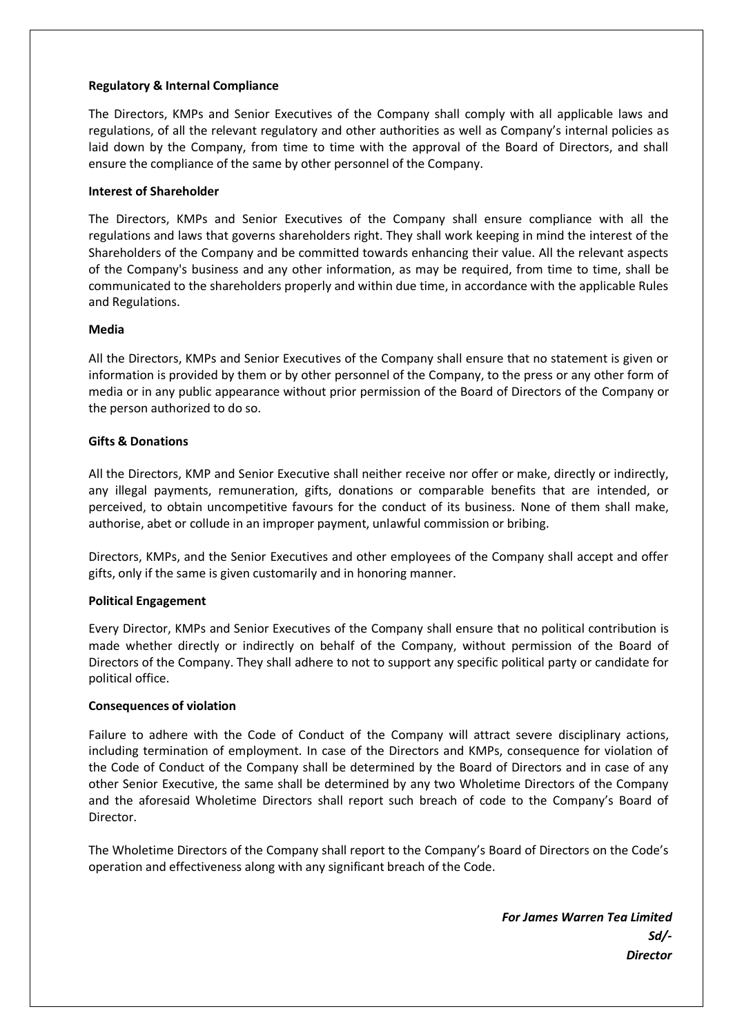**Regulatory & Internal Compliance**

The Directors, KMPs and Senior Executives of the Company shall comply with all applicable laws and regulations, of all the relevant regulatory and other authorities as well as Company's internal policies as laid down by the Company, from time to time with the approval of the Board of Directors, and shall ensure the compliance of the same by other personnel of the Company.

**Interest of Shareholder**

The Directors, KMPs and Senior Executives of the Company shall ensure compliance with all the regulations and laws that governs shareholders right. They shall work keeping in mind the interest of the Shareholders of the Company and be committed towards enhancing their value. All the relevant aspects of the Company's business and any other information, as may be required, from time to time, shall be communicated to the shareholders properly and within due time, in accordance with the applicable Rules and Regulations.

**Media**

All the Directors, KMPs and Senior Executives of the Company shall ensure that no statement is given or information is provided by them or by other personnel of the Company, to the press or any other form of media or in any public appearance without prior permission of the Board of Directors of the Company or the person authorized to do so.

**Gifts & Donations**

All the Directors, KMP and Senior Executive shall neither receive nor offer or make, directly or indirectly, any illegal payments, remuneration, gifts, donations or comparable benefits that are intended, or perceived, to obtain uncompetitive favours for the conduct of its business. None of them shall make, authorise, abet or collude in an improper payment, unlawful commission or bribing.

Directors, KMPs, and the Senior Executives and other employees of the Company shall accept and offer gifts, only if the same is given customarily and in honoring manner.

**Political Engagement**

Every Director, KMPs and Senior Executives of the Company shall ensure that no political contribution is made whether directly or indirectly on behalf of the Company, without permission of the Board of Directors of the Company. They shall adhere to not to support any specific political party or candidate for political office.

**Consequences of violation**

Failure to adhere with the Code of Conduct of the Company will attract severe disciplinary actions, including termination of employment. In case of the Directors and KMPs, consequence for violation of the Code of Conduct of the Company shall be determined by the Board of Directors and in case of any other Senior Executive, the same shall be determined by any two Wholetime Directors of the Company and the aforesaid Wholetime Directors shall report such breach of code to the Company's Board of Director.

The Wholetime Directors of the Company shall report to the Company's Board of Directors on the Code's operation and effectiveness along with any significant breach of the Code.

***For James Warren Tea Limited***
***Sd/-***
***Director***